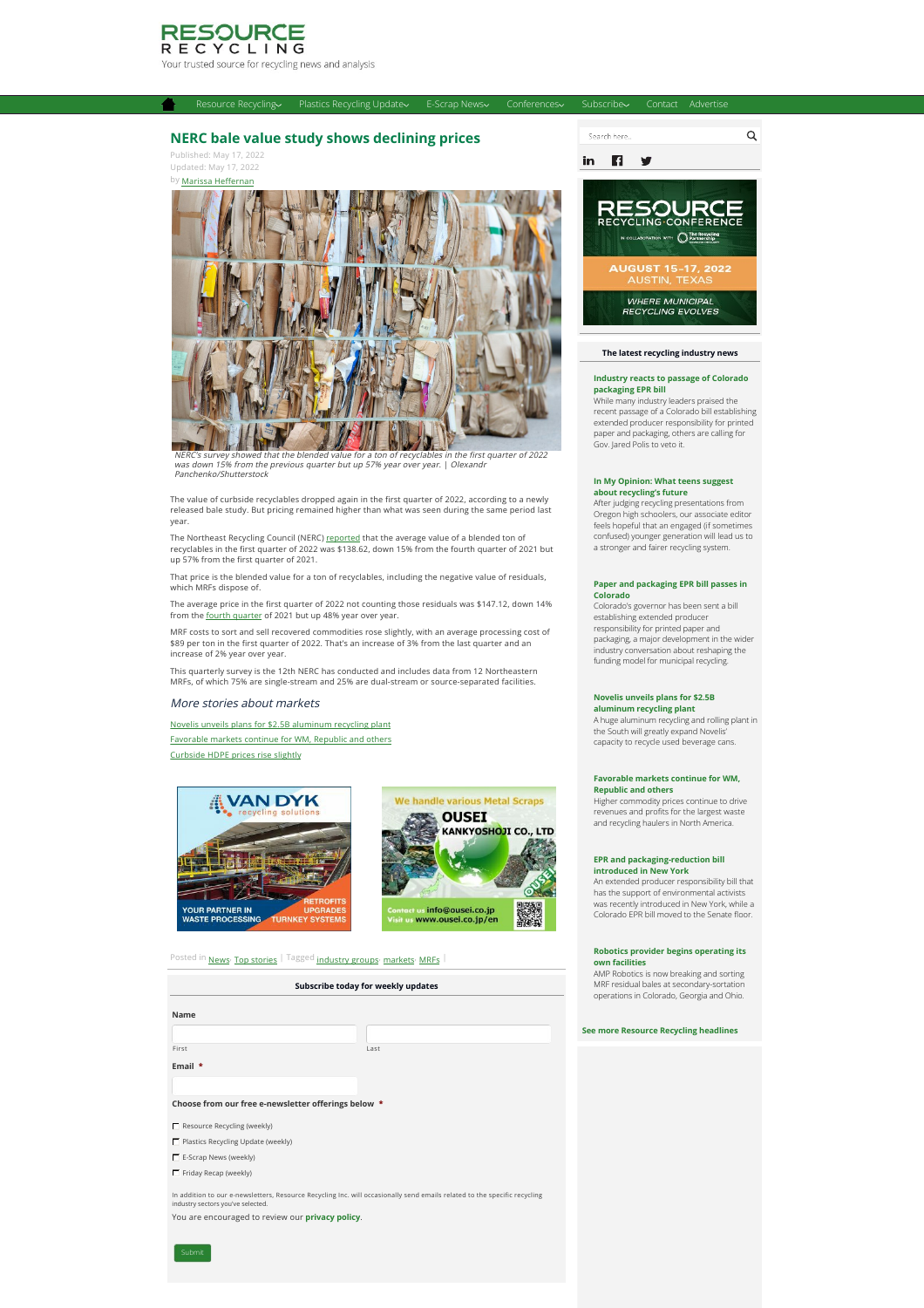# NERC bale value study shows declining prices

Published: May 17, 2022
Updated: May 17, 2022
by Marissa Heffernan

*NERC's survey showed that the blended value for a ton of recyclables in the first quarter of 2022 was down 15% from the previous quarter but up 57% year over year. | Olexandr Panchenko/Shutterstock*

The value of curbside recyclables dropped again in the first quarter of 2022, according to a newly released bale study. But pricing remained higher than what was seen during the same period last year.

The Northeast Recycling Council (NERC) reported that the average value of a blended ton of recyclables in the first quarter of 2022 was $138.62, down 15% from the fourth quarter of 2021 but up 57% from the first quarter of 2021.

That price is the blended value for a ton of recyclables, including the negative value of residuals, which MRFs dispose of.

The average price in the first quarter of 2022 not counting those residuals was $147.12, down 14% from the fourth quarter of 2021 but up 48% year over year.

MRF costs to sort and sell recovered commodities rose slightly, with an average processing cost of $89 per ton in the first quarter of 2022. That's an increase of 3% from the last quarter and an increase of 2% year over year.

This quarterly survey is the 12th NERC has conducted and includes data from 12 Northeastern MRFs, of which 75% are single-stream and 25% are dual-stream or source-separated facilities.

### *More stories about markets*

- Novelis unveils plans for $2.5B aluminum recycling plant
- Favorable markets continue for WM, Republic and others
- Curbside HDPE prices rise slightly

Posted in News, Top stories | Tagged industry groups, markets, MRFs

**Subscribe today for weekly updates**

**Name**

First Last

**Email** *

**Choose from our free e-newsletter offerings below** *

- Resource Recycling (weekly)
- Plastics Recycling Update (weekly)
- E-Scrap News (weekly)
- Friday Recap (weekly)

In addition to our e-newsletters, Resource Recycling Inc. will occasionally send emails related to the specific recycling industry sectors you've selected.

You are encouraged to review our **privacy policy**.

Submit

**The latest recycling industry news**

**Industry reacts to passage of Colorado packaging EPR bill**
While many industry leaders praised the recent passage of a Colorado bill establishing extended producer responsibility for printed paper and packaging, others are calling for Gov. Jared Polis to veto it.

**In My Opinion: What teens suggest about recycling's future**
After judging recycling presentations from Oregon high schoolers, our associate editor feels hopeful that an engaged (if sometimes confused) younger generation will lead us to a stronger and fairer recycling system.

**Paper and packaging EPR bill passes in Colorado**
Colorado's governor has been sent a bill establishing extended producer responsibility for printed paper and packaging, a major development in the wider industry conversation about reshaping the funding model for municipal recycling.

**Novelis unveils plans for $2.5B aluminum recycling plant**
A huge aluminum recycling and rolling plant in the South will greatly expand Novelis' capacity to recycle used beverage cans.

**Favorable markets continue for WM, Republic and others**
Higher commodity prices continue to drive revenues and profits for the largest waste and recycling haulers in North America.

**EPR and packaging-reduction bill introduced in New York**
An extended producer responsibility bill that has the support of environmental activists was recently introduced in New York, while a Colorado EPR bill moved to the Senate floor.

**Robotics provider begins operating its own facilities**
AMP Robotics is now breaking and sorting MRF residual bales at secondary-sortation operations in Colorado, Georgia and Ohio.

**See more Resource Recycling headlines**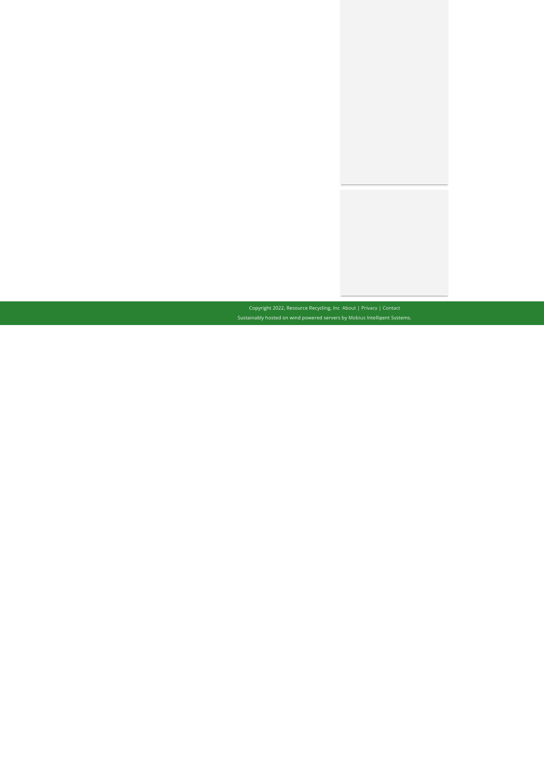Copyright 2022, Resource Recycling, Inc About | Privacy | Contact

Sustainably hosted on wind powered servers by Mobius Intelligent Systems.